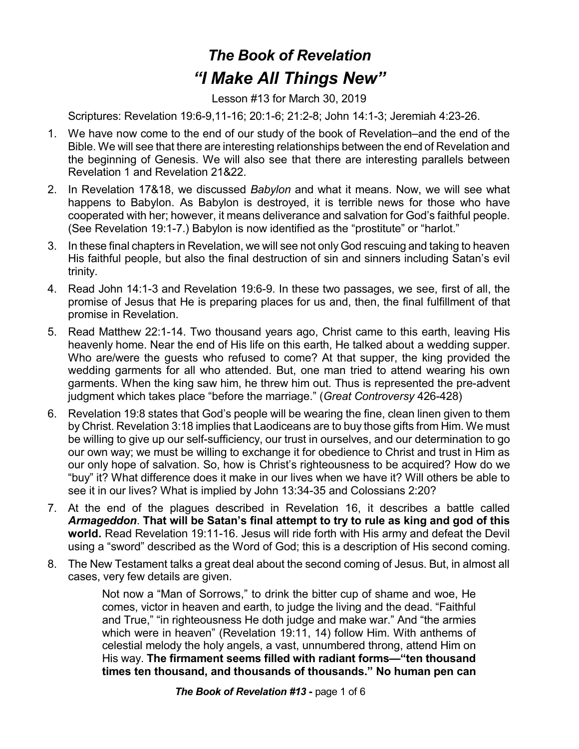# *The Book of Revelation*

# *"I Make All Things New"*

Lesson #13 for March 30, 2019

Scriptures: Revelation 19:6-9,11-16; 20:1-6; 21:2-8; John 14:1-3; Jeremiah 4:23-26.

1. We have now come to the end of our study of the book of Revelation–and the end of the Bible. We will see that there are interesting relationships between the end of Revelation and the beginning of Genesis. We will also see that there are interesting parallels between Revelation 1 and Revelation 21&22.
2. In Revelation 17&18, we discussed *Babylon* and what it means. Now, we will see what happens to Babylon. As Babylon is destroyed, it is terrible news for those who have cooperated with her; however, it means deliverance and salvation for God's faithful people. (See Revelation 19:1-7.) Babylon is now identified as the "prostitute" or "harlot."
3. In these final chapters in Revelation, we will see not only God rescuing and taking to heaven His faithful people, but also the final destruction of sin and sinners including Satan's evil trinity.
4. Read John 14:1-3 and Revelation 19:6-9. In these two passages, we see, first of all, the promise of Jesus that He is preparing places for us and, then, the final fulfillment of that promise in Revelation.
5. Read Matthew 22:1-14. Two thousand years ago, Christ came to this earth, leaving His heavenly home. Near the end of His life on this earth, He talked about a wedding supper. Who are/were the guests who refused to come? At that supper, the king provided the wedding garments for all who attended. But, one man tried to attend wearing his own garments. When the king saw him, he threw him out. Thus is represented the pre-advent judgment which takes place "before the marriage." (*Great Controversy* 426-428)
6. Revelation 19:8 states that God's people will be wearing the fine, clean linen given to them by Christ. Revelation 3:18 implies that Laodiceans are to buy those gifts from Him. We must be willing to give up our self-sufficiency, our trust in ourselves, and our determination to go our own way; we must be willing to exchange it for obedience to Christ and trust in Him as our only hope of salvation. So, how is Christ's righteousness to be acquired? How do we "buy" it? What difference does it make in our lives when we have it? Will others be able to see it in our lives? What is implied by John 13:34-35 and Colossians 2:20?
7. At the end of the plagues described in Revelation 16, it describes a battle called ***Armageddon***. **That will be Satan's final attempt to try to rule as king and god of this world.** Read Revelation 19:11-16. Jesus will ride forth with His army and defeat the Devil using a "sword" described as the Word of God; this is a description of His second coming.
8. The New Testament talks a great deal about the second coming of Jesus. But, in almost all cases, very few details are given.

   > Not now a "Man of Sorrows," to drink the bitter cup of shame and woe, He comes, victor in heaven and earth, to judge the living and the dead. "Faithful and True," "in righteousness He doth judge and make war." And "the armies which were in heaven" (Revelation 19:11, 14) follow Him. With anthems of celestial melody the holy angels, a vast, unnumbered throng, attend Him on His way. **The firmament seems filled with radiant forms—"ten thousand times ten thousand, and thousands of thousands." No human pen can**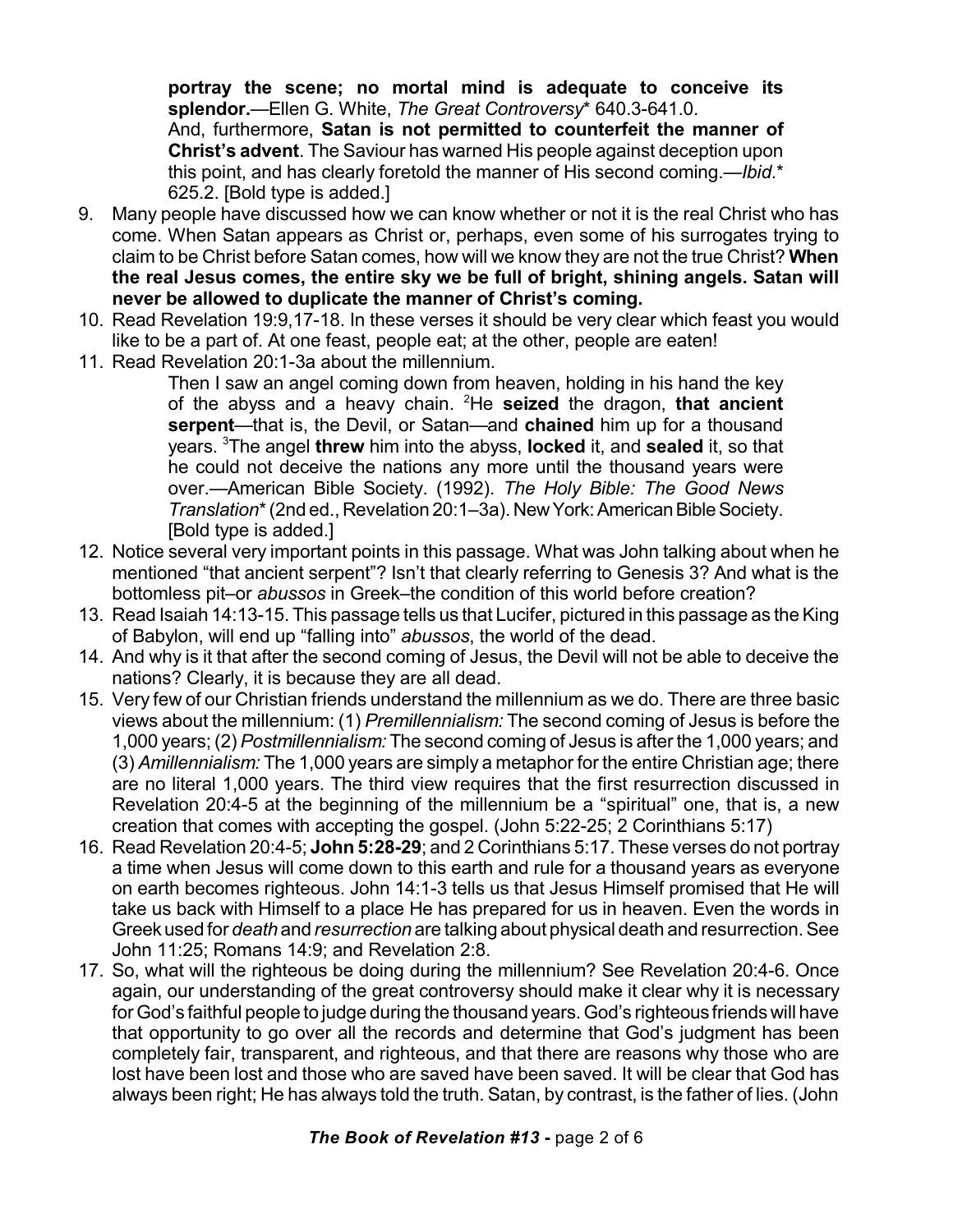**portray the scene; no mortal mind is adequate to conceive its splendor.**—Ellen G. White, *The Great Controversy*\* 640.3-641.0.

And, furthermore, **Satan is not permitted to counterfeit the manner of Christ's advent**. The Saviour has warned His people against deception upon this point, and has clearly foretold the manner of His second coming.—*Ibid*.\* 625.2. [Bold type is added.]

9. Many people have discussed how we can know whether or not it is the real Christ who has come. When Satan appears as Christ or, perhaps, even some of his surrogates trying to claim to be Christ before Satan comes, how will we know they are not the true Christ? **When the real Jesus comes, the entire sky we be full of bright, shining angels. Satan will never be allowed to duplicate the manner of Christ's coming.**
10. Read Revelation 19:9,17-18. In these verses it should be very clear which feast you would like to be a part of. At one feast, people eat; at the other, people are eaten!
11. Read Revelation 20:1-3a about the millennium.

    Then I saw an angel coming down from heaven, holding in his hand the key of the abyss and a heavy chain. [2]He **seized** the dragon, **that ancient serpent**—that is, the Devil, or Satan—and **chained** him up for a thousand years. [3]The angel **threw** him into the abyss, **locked** it, and **sealed** it, so that he could not deceive the nations any more until the thousand years were over.—American Bible Society. (1992). *The Holy Bible: The Good News Translation*\* (2nd ed., Revelation 20:1–3a). New York: American Bible Society. [Bold type is added.]

12. Notice several very important points in this passage. What was John talking about when he mentioned "that ancient serpent"? Isn't that clearly referring to Genesis 3? And what is the bottomless pit–or *abussos* in Greek–the condition of this world before creation?
13. Read Isaiah 14:13-15. This passage tells us that Lucifer, pictured in this passage as the King of Babylon, will end up "falling into" *abussos*, the world of the dead.
14. And why is it that after the second coming of Jesus, the Devil will not be able to deceive the nations? Clearly, it is because they are all dead.
15. Very few of our Christian friends understand the millennium as we do. There are three basic views about the millennium: (1) *Premillennialism:* The second coming of Jesus is before the 1,000 years; (2) *Postmillennialism:* The second coming of Jesus is after the 1,000 years; and (3) *Amillennialism:* The 1,000 years are simply a metaphor for the entire Christian age; there are no literal 1,000 years. The third view requires that the first resurrection discussed in Revelation 20:4-5 at the beginning of the millennium be a "spiritual" one, that is, a new creation that comes with accepting the gospel. (John 5:22-25; 2 Corinthians 5:17)
16. Read Revelation 20:4-5; **John 5:28-29**; and 2 Corinthians 5:17. These verses do not portray a time when Jesus will come down to this earth and rule for a thousand years as everyone on earth becomes righteous. John 14:1-3 tells us that Jesus Himself promised that He will take us back with Himself to a place He has prepared for us in heaven. Even the words in Greek used for *death* and *resurrection* are talking about physical death and resurrection. See John 11:25; Romans 14:9; and Revelation 2:8.
17. So, what will the righteous be doing during the millennium? See Revelation 20:4-6. Once again, our understanding of the great controversy should make it clear why it is necessary for God's faithful people to judge during the thousand years. God's righteous friends will have that opportunity to go over all the records and determine that God's judgment has been completely fair, transparent, and righteous, and that there are reasons why those who are lost have been lost and those who are saved have been saved. It will be clear that God has always been right; He has always told the truth. Satan, by contrast, is the father of lies. (John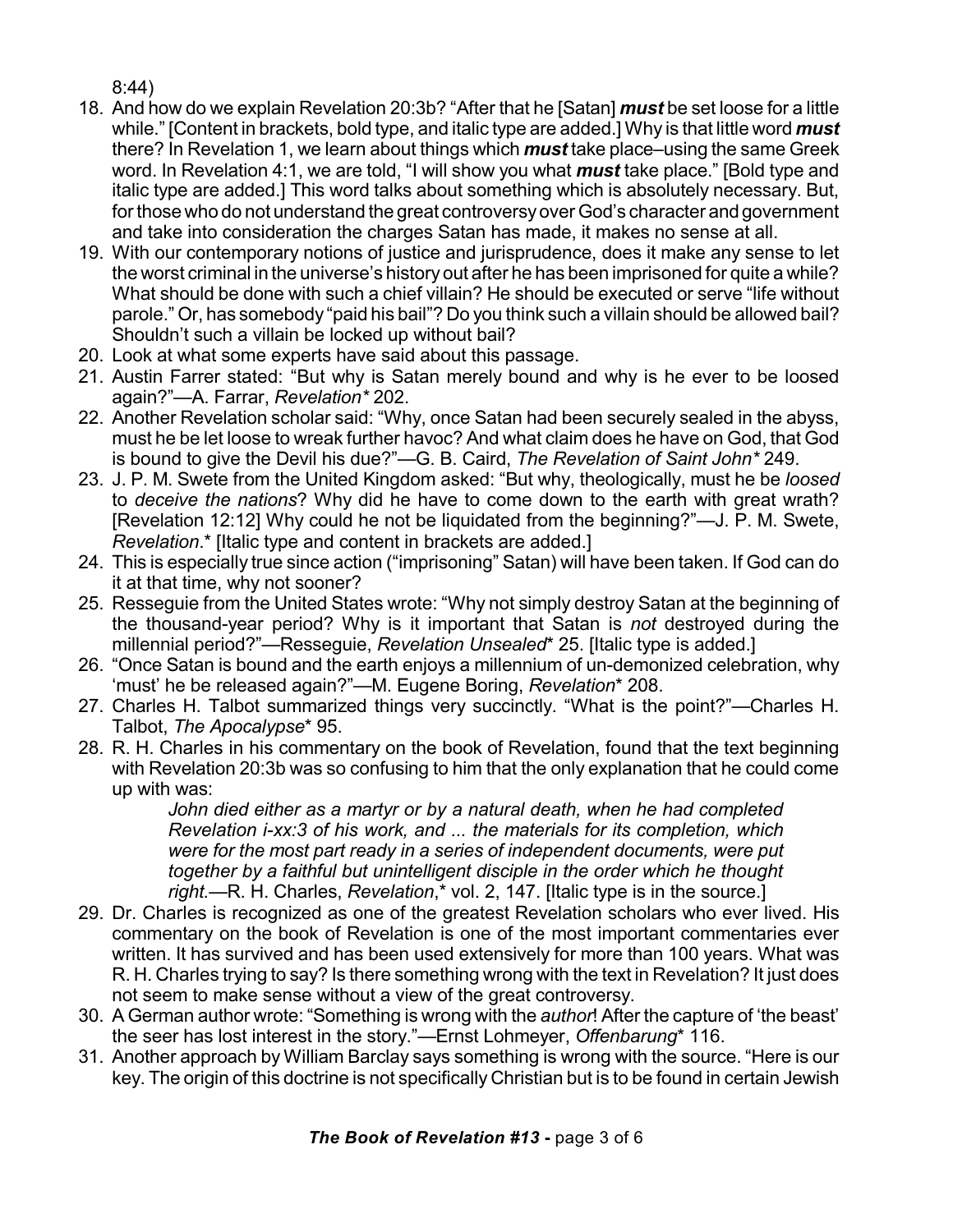8:44)

18. And how do we explain Revelation 20:3b? "After that he [Satan] ***must*** be set loose for a little while." [Content in brackets, bold type, and italic type are added.] Why is that little word ***must*** there? In Revelation 1, we learn about things which ***must*** take place–using the same Greek word. In Revelation 4:1, we are told, "I will show you what ***must*** take place." [Bold type and italic type are added.] This word talks about something which is absolutely necessary. But, for those who do not understand the great controversy over God's character and government and take into consideration the charges Satan has made, it makes no sense at all.
19. With our contemporary notions of justice and jurisprudence, does it make any sense to let the worst criminal in the universe's history out after he has been imprisoned for quite a while? What should be done with such a chief villain? He should be executed or serve "life without parole." Or, has somebody "paid his bail"? Do you think such a villain should be allowed bail? Shouldn't such a villain be locked up without bail?
20. Look at what some experts have said about this passage.
21. Austin Farrer stated: "But why is Satan merely bound and why is he ever to be loosed again?"—A. Farrar, *Revelation** 202.
22. Another Revelation scholar said: "Why, once Satan had been securely sealed in the abyss, must he be let loose to wreak further havoc? And what claim does he have on God, that God is bound to give the Devil his due?"—G. B. Caird, *The Revelation of Saint John** 249.
23. J. P. M. Swete from the United Kingdom asked: "But why, theologically, must he be *loosed* to *deceive the nations*? Why did he have to come down to the earth with great wrath? [Revelation 12:12] Why could he not be liquidated from the beginning?"—J. P. M. Swete, *Revelation*.* [Italic type and content in brackets are added.]
24. This is especially true since action ("imprisoning" Satan) will have been taken. If God can do it at that time, why not sooner?
25. Resseguie from the United States wrote: "Why not simply destroy Satan at the beginning of the thousand-year period? Why is it important that Satan is *not* destroyed during the millennial period?"—Resseguie, *Revelation Unsealed** 25. [Italic type is added.]
26. "Once Satan is bound and the earth enjoys a millennium of un-demonized celebration, why 'must' he be released again?"—M. Eugene Boring, *Revelation** 208.
27. Charles H. Talbot summarized things very succinctly. "What is the point?"—Charles H. Talbot, *The Apocalypse** 95.
28. R. H. Charles in his commentary on the book of Revelation, found that the text beginning with Revelation 20:3b was so confusing to him that the only explanation that he could come up with was:

    > *John died either as a martyr or by a natural death, when he had completed Revelation i-xx:3 of his work, and ... the materials for its completion, which were for the most part ready in a series of independent documents, were put together by a faithful but unintelligent disciple in the order which he thought right.*—R. H. Charles, *Revelation*,* vol. 2, 147. [Italic type is in the source.]

29. Dr. Charles is recognized as one of the greatest Revelation scholars who ever lived. His commentary on the book of Revelation is one of the most important commentaries ever written. It has survived and has been used extensively for more than 100 years. What was R. H. Charles trying to say? Is there something wrong with the text in Revelation? It just does not seem to make sense without a view of the great controversy.
30. A German author wrote: "Something is wrong with the *author*! After the capture of 'the beast' the seer has lost interest in the story."—Ernst Lohmeyer, *Offenbarung** 116.
31. Another approach by William Barclay says something is wrong with the source. "Here is our key. The origin of this doctrine is not specifically Christian but is to be found in certain Jewish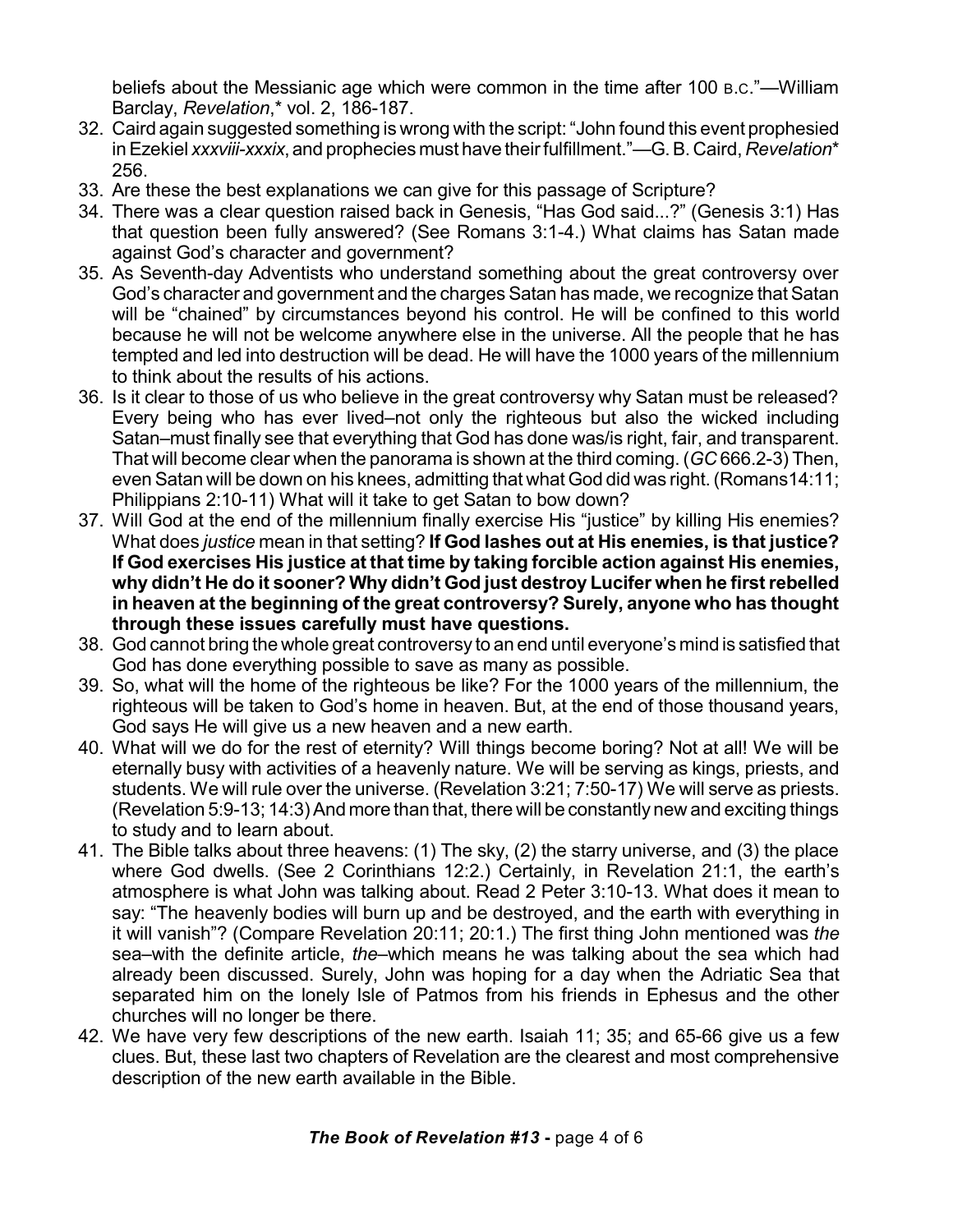beliefs about the Messianic age which were common in the time after 100 B.C."—William Barclay, *Revelation*,* vol. 2, 186-187.

32. Caird again suggested something is wrong with the script: "John found this event prophesied in Ezekiel *xxxviii-xxxix*, and prophecies must have their fulfillment."—G. B. Caird, *Revelation** 256.
33. Are these the best explanations we can give for this passage of Scripture?
34. There was a clear question raised back in Genesis, "Has God said...?" (Genesis 3:1) Has that question been fully answered? (See Romans 3:1-4.) What claims has Satan made against God's character and government?
35. As Seventh-day Adventists who understand something about the great controversy over God's character and government and the charges Satan has made, we recognize that Satan will be "chained" by circumstances beyond his control. He will be confined to this world because he will not be welcome anywhere else in the universe. All the people that he has tempted and led into destruction will be dead. He will have the 1000 years of the millennium to think about the results of his actions.
36. Is it clear to those of us who believe in the great controversy why Satan must be released? Every being who has ever lived–not only the righteous but also the wicked including Satan–must finally see that everything that God has done was/is right, fair, and transparent. That will become clear when the panorama is shown at the third coming. (*GC* 666.2-3) Then, even Satan will be down on his knees, admitting that what God did was right. (Romans14:11; Philippians 2:10-11) What will it take to get Satan to bow down?
37. Will God at the end of the millennium finally exercise His "justice" by killing His enemies? What does *justice* mean in that setting? **If God lashes out at His enemies, is that justice? If God exercises His justice at that time by taking forcible action against His enemies, why didn't He do it sooner? Why didn't God just destroy Lucifer when he first rebelled in heaven at the beginning of the great controversy? Surely, anyone who has thought through these issues carefully must have questions.**
38. God cannot bring the whole great controversy to an end until everyone's mind is satisfied that God has done everything possible to save as many as possible.
39. So, what will the home of the righteous be like? For the 1000 years of the millennium, the righteous will be taken to God's home in heaven. But, at the end of those thousand years, God says He will give us a new heaven and a new earth.
40. What will we do for the rest of eternity? Will things become boring? Not at all! We will be eternally busy with activities of a heavenly nature. We will be serving as kings, priests, and students. We will rule over the universe. (Revelation 3:21; 7:50-17) We will serve as priests. (Revelation 5:9-13; 14:3) And more than that, there will be constantly new and exciting things to study and to learn about.
41. The Bible talks about three heavens: (1) The sky, (2) the starry universe, and (3) the place where God dwells. (See 2 Corinthians 12:2.) Certainly, in Revelation 21:1, the earth's atmosphere is what John was talking about. Read 2 Peter 3:10-13. What does it mean to say: "The heavenly bodies will burn up and be destroyed, and the earth with everything in it will vanish"? (Compare Revelation 20:11; 20:1.) The first thing John mentioned was *the* sea–with the definite article, *the*–which means he was talking about the sea which had already been discussed. Surely, John was hoping for a day when the Adriatic Sea that separated him on the lonely Isle of Patmos from his friends in Ephesus and the other churches will no longer be there.
42. We have very few descriptions of the new earth. Isaiah 11; 35; and 65-66 give us a few clues. But, these last two chapters of Revelation are the clearest and most comprehensive description of the new earth available in the Bible.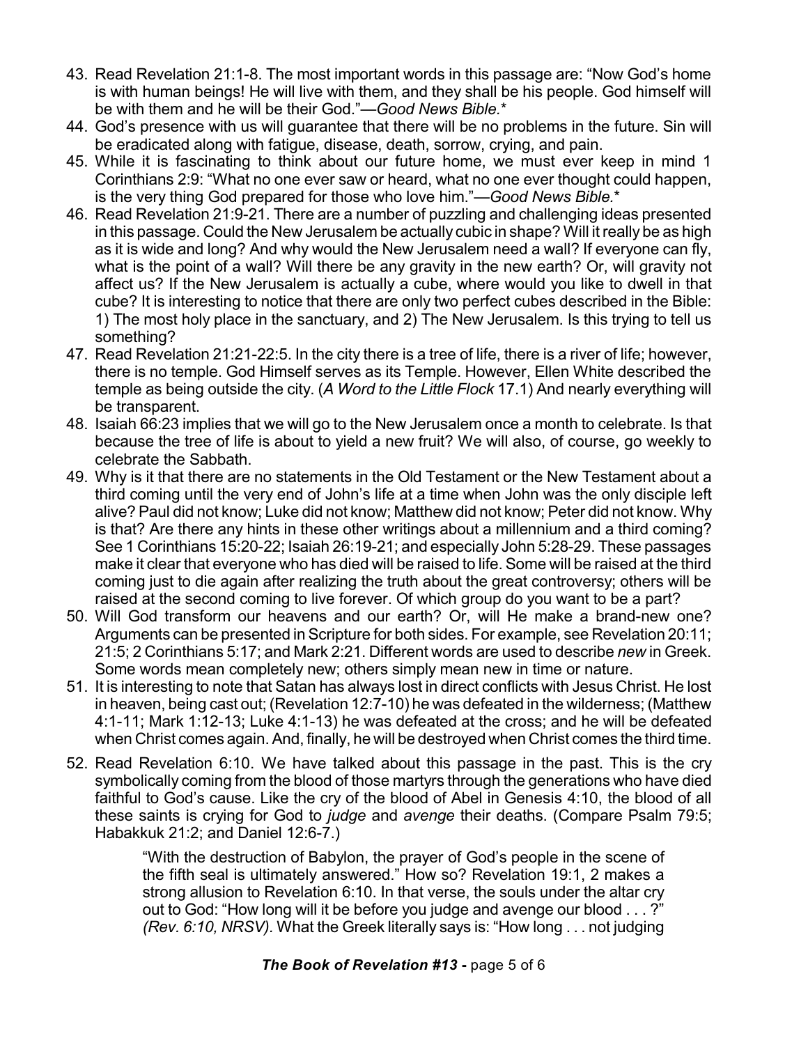43. Read Revelation 21:1-8. The most important words in this passage are: "Now God's home is with human beings! He will live with them, and they shall be his people. God himself will be with them and he will be their God."—*Good News Bible.**
44. God's presence with us will guarantee that there will be no problems in the future. Sin will be eradicated along with fatigue, disease, death, sorrow, crying, and pain.
45. While it is fascinating to think about our future home, we must ever keep in mind 1 Corinthians 2:9: "What no one ever saw or heard, what no one ever thought could happen, is the very thing God prepared for those who love him."—*Good News Bible.**
46. Read Revelation 21:9-21. There are a number of puzzling and challenging ideas presented in this passage. Could the New Jerusalem be actually cubic in shape? Will it really be as high as it is wide and long? And why would the New Jerusalem need a wall? If everyone can fly, what is the point of a wall? Will there be any gravity in the new earth? Or, will gravity not affect us? If the New Jerusalem is actually a cube, where would you like to dwell in that cube? It is interesting to notice that there are only two perfect cubes described in the Bible: 1) The most holy place in the sanctuary, and 2) The New Jerusalem. Is this trying to tell us something?
47. Read Revelation 21:21-22:5. In the city there is a tree of life, there is a river of life; however, there is no temple. God Himself serves as its Temple. However, Ellen White described the temple as being outside the city. (*A Word to the Little Flock* 17.1) And nearly everything will be transparent.
48. Isaiah 66:23 implies that we will go to the New Jerusalem once a month to celebrate. Is that because the tree of life is about to yield a new fruit? We will also, of course, go weekly to celebrate the Sabbath.
49. Why is it that there are no statements in the Old Testament or the New Testament about a third coming until the very end of John's life at a time when John was the only disciple left alive? Paul did not know; Luke did not know; Matthew did not know; Peter did not know. Why is that? Are there any hints in these other writings about a millennium and a third coming? See 1 Corinthians 15:20-22; Isaiah 26:19-21; and especially John 5:28-29. These passages make it clear that everyone who has died will be raised to life. Some will be raised at the third coming just to die again after realizing the truth about the great controversy; others will be raised at the second coming to live forever. Of which group do you want to be a part?
50. Will God transform our heavens and our earth? Or, will He make a brand-new one? Arguments can be presented in Scripture for both sides. For example, see Revelation 20:11; 21:5; 2 Corinthians 5:17; and Mark 2:21. Different words are used to describe *new* in Greek. Some words mean completely new; others simply mean new in time or nature.
51. It is interesting to note that Satan has always lost in direct conflicts with Jesus Christ. He lost in heaven, being cast out; (Revelation 12:7-10) he was defeated in the wilderness; (Matthew 4:1-11; Mark 1:12-13; Luke 4:1-13) he was defeated at the cross; and he will be defeated when Christ comes again. And, finally, he will be destroyed when Christ comes the third time.
52. Read Revelation 6:10. We have talked about this passage in the past. This is the cry symbolically coming from the blood of those martyrs through the generations who have died faithful to God's cause. Like the cry of the blood of Abel in Genesis 4:10, the blood of all these saints is crying for God to *judge* and *avenge* their deaths. (Compare Psalm 79:5; Habakkuk 21:2; and Daniel 12:6-7.)

> "With the destruction of Babylon, the prayer of God's people in the scene of the fifth seal is ultimately answered." How so? Revelation 19:1, 2 makes a strong allusion to Revelation 6:10. In that verse, the souls under the altar cry out to God: "How long will it be before you judge and avenge our blood . . . ?" *(Rev. 6:10, NRSV).* What the Greek literally says is: "How long . . . not judging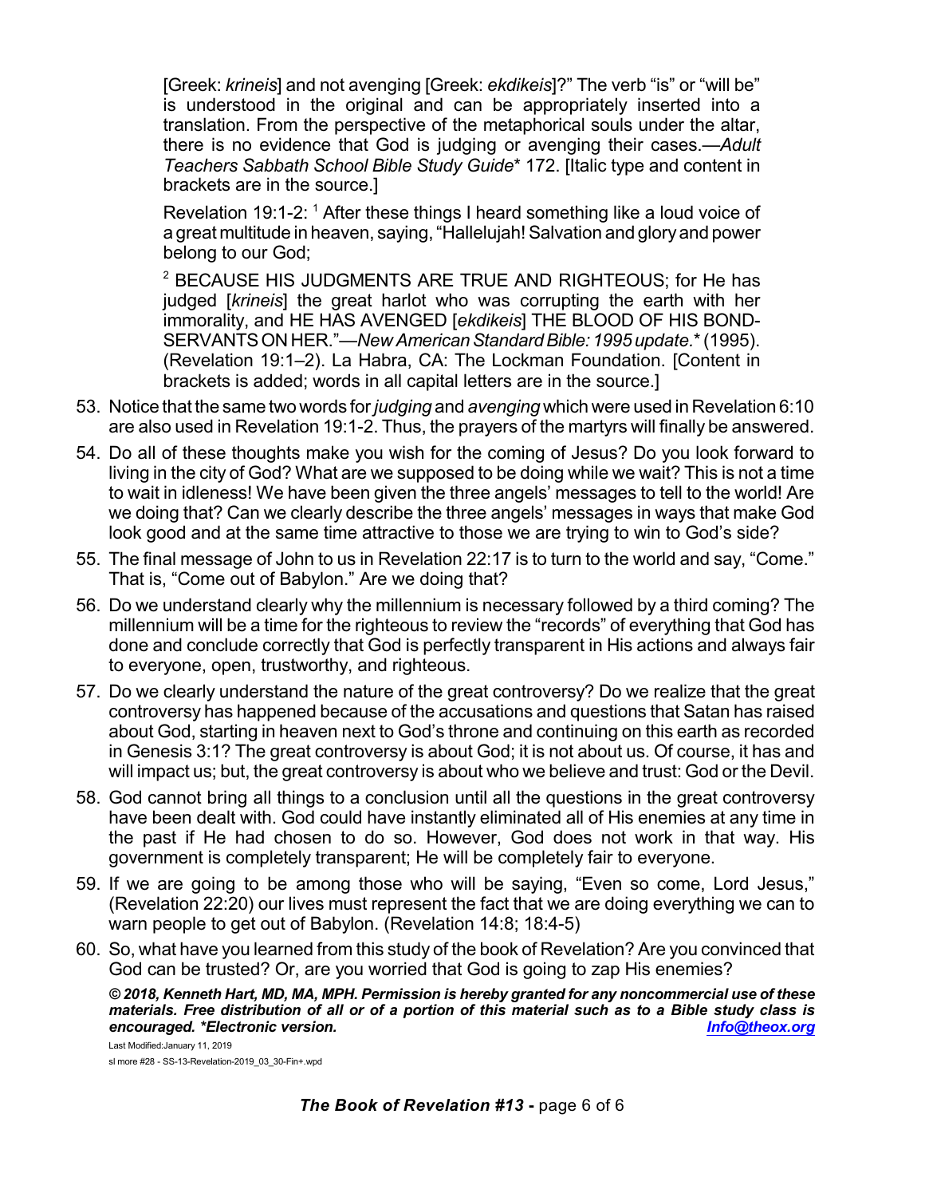[Greek: *krineis*] and not avenging [Greek: *ekdikeis*]?" The verb "is" or "will be" is understood in the original and can be appropriately inserted into a translation. From the perspective of the metaphorical souls under the altar, there is no evidence that God is judging or avenging their cases.—*Adult Teachers Sabbath School Bible Study Guide** 172. [Italic type and content in brackets are in the source.]

> Revelation 19:1-2: [1] After these things I heard something like a loud voice of a great multitude in heaven, saying, "Hallelujah! Salvation and glory and power belong to our God;
>
> [2] BECAUSE HIS JUDGMENTS ARE TRUE AND RIGHTEOUS; for He has judged [*krineis*] the great harlot who was corrupting the earth with her immorality, and HE HAS AVENGED [*ekdikeis*] THE BLOOD OF HIS BOND-SERVANTS ON HER."—*New American Standard Bible: 1995 update.** (1995). (Revelation 19:1–2). La Habra, CA: The Lockman Foundation. [Content in brackets is added; words in all capital letters are in the source.]

53. Notice that the same two words for *judging* and *avenging* which were used in Revelation 6:10 are also used in Revelation 19:1-2. Thus, the prayers of the martyrs will finally be answered.
54. Do all of these thoughts make you wish for the coming of Jesus? Do you look forward to living in the city of God? What are we supposed to be doing while we wait? This is not a time to wait in idleness! We have been given the three angels' messages to tell to the world! Are we doing that? Can we clearly describe the three angels' messages in ways that make God look good and at the same time attractive to those we are trying to win to God's side?
55. The final message of John to us in Revelation 22:17 is to turn to the world and say, "Come." That is, "Come out of Babylon." Are we doing that?
56. Do we understand clearly why the millennium is necessary followed by a third coming? The millennium will be a time for the righteous to review the "records" of everything that God has done and conclude correctly that God is perfectly transparent in His actions and always fair to everyone, open, trustworthy, and righteous.
57. Do we clearly understand the nature of the great controversy? Do we realize that the great controversy has happened because of the accusations and questions that Satan has raised about God, starting in heaven next to God's throne and continuing on this earth as recorded in Genesis 3:1? The great controversy is about God; it is not about us. Of course, it has and will impact us; but, the great controversy is about who we believe and trust: God or the Devil.
58. God cannot bring all things to a conclusion until all the questions in the great controversy have been dealt with. God could have instantly eliminated all of His enemies at any time in the past if He had chosen to do so. However, God does not work in that way. His government is completely transparent; He will be completely fair to everyone.
59. If we are going to be among those who will be saying, "Even so come, Lord Jesus," (Revelation 22:20) our lives must represent the fact that we are doing everything we can to warn people to get out of Babylon. (Revelation 14:8; 18:4-5)
60. So, what have you learned from this study of the book of Revelation? Are you convinced that God can be trusted? Or, are you worried that God is going to zap His enemies?

***© 2018, Kenneth Hart, MD, MA, MPH. Permission is hereby granted for any noncommercial use of these materials. Free distribution of all or of a portion of this material such as to a Bible study class is encouraged. *Electronic version.*** ***Info@theox.org***

Last Modified:January 11, 2019
sl more #28 - SS-13-Revelation-2019_03_30-Fin+.wpd